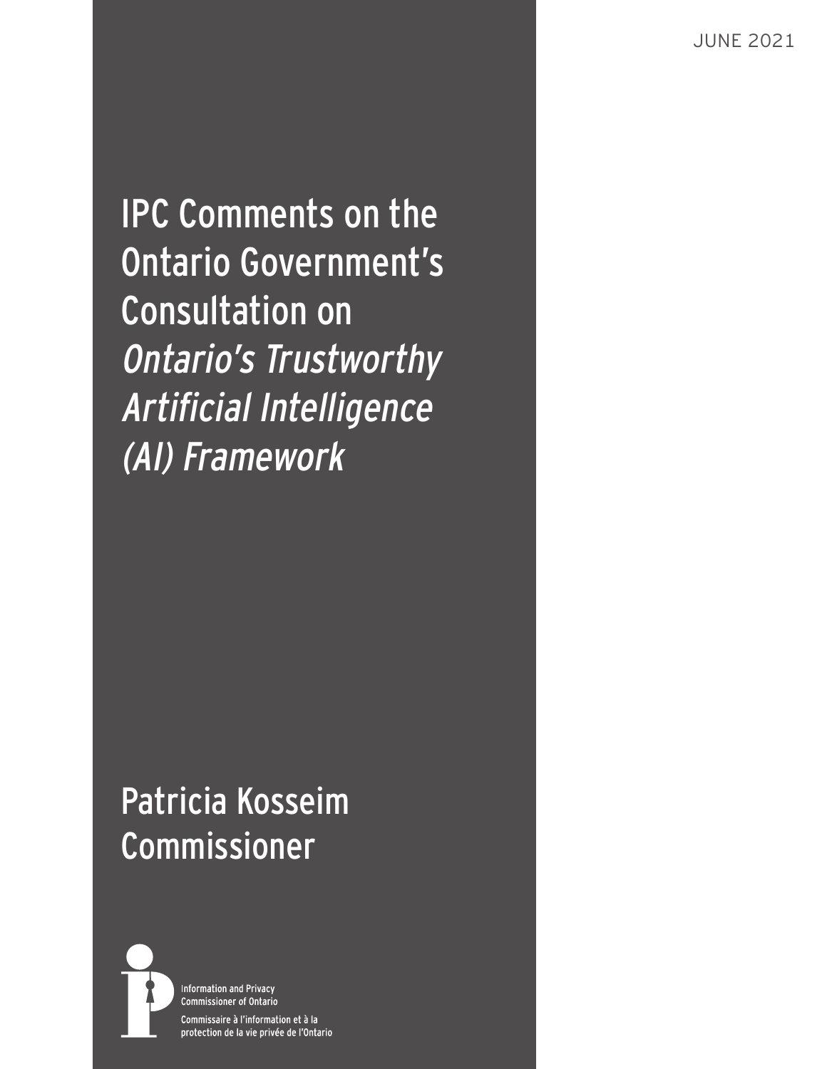JUNE 2021

# IPC Comments on the Ontario Government's Consultation on *Ontario's Trustworthy Artificial Intelligence (AI) Framework*

## Patricia Kosseim
## Commissioner

Information and Privacy Commissioner of Ontario

Commissaire à l'information et à la protection de la vie privée de l'Ontario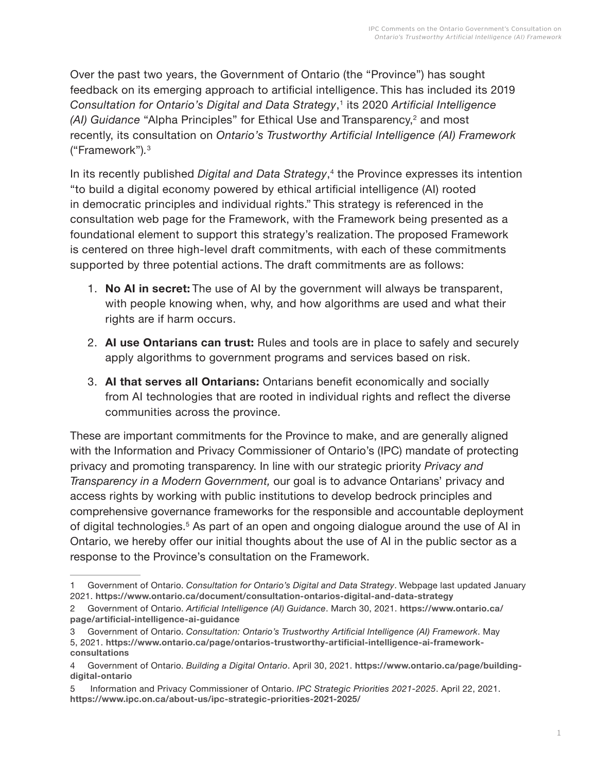Over the past two years, the Government of Ontario (the "Province") has sought feedback on its emerging approach to artificial intelligence. This has included its 2019 *Consultation for Ontario's Digital and Data Strategy*,[1] its 2020 *Artificial Intelligence (AI) Guidance* "Alpha Principles" for Ethical Use and Transparency,[2] and most recently, its consultation on *Ontario's Trustworthy Artificial Intelligence (AI) Framework* ("Framework").[3]

In its recently published *Digital and Data Strategy*,[4] the Province expresses its intention "to build a digital economy powered by ethical artificial intelligence (AI) rooted in democratic principles and individual rights." This strategy is referenced in the consultation web page for the Framework, with the Framework being presented as a foundational element to support this strategy's realization. The proposed Framework is centered on three high-level draft commitments, with each of these commitments supported by three potential actions. The draft commitments are as follows:

1. **No AI in secret:** The use of AI by the government will always be transparent, with people knowing when, why, and how algorithms are used and what their rights are if harm occurs.
2. **AI use Ontarians can trust:** Rules and tools are in place to safely and securely apply algorithms to government programs and services based on risk.
3. **AI that serves all Ontarians:** Ontarians benefit economically and socially from AI technologies that are rooted in individual rights and reflect the diverse communities across the province.

These are important commitments for the Province to make, and are generally aligned with the Information and Privacy Commissioner of Ontario's (IPC) mandate of protecting privacy and promoting transparency. In line with our strategic priority *Privacy and Transparency in a Modern Government,* our goal is to advance Ontarians' privacy and access rights by working with public institutions to develop bedrock principles and comprehensive governance frameworks for the responsible and accountable deployment of digital technologies.[5] As part of an open and ongoing dialogue around the use of AI in Ontario, we hereby offer our initial thoughts about the use of AI in the public sector as a response to the Province's consultation on the Framework.

---

1 Government of Ontario. *Consultation for Ontario's Digital and Data Strategy*. Webpage last updated January 2021. **https://www.ontario.ca/document/consultation-ontarios-digital-and-data-strategy**

2 Government of Ontario. *Artificial Intelligence (AI) Guidance*. March 30, 2021. **https://www.ontario.ca/page/artificial-intelligence-ai-guidance**

3 Government of Ontario. *Consultation: Ontario's Trustworthy Artificial Intelligence (AI) Framework*. May 5, 2021. **https://www.ontario.ca/page/ontarios-trustworthy-artificial-intelligence-ai-framework-consultations**

4 Government of Ontario. *Building a Digital Ontario*. April 30, 2021. **https://www.ontario.ca/page/building-digital-ontario**

5 Information and Privacy Commissioner of Ontario. *IPC Strategic Priorities 2021-2025*. April 22, 2021. **https://www.ipc.on.ca/about-us/ipc-strategic-priorities-2021-2025/**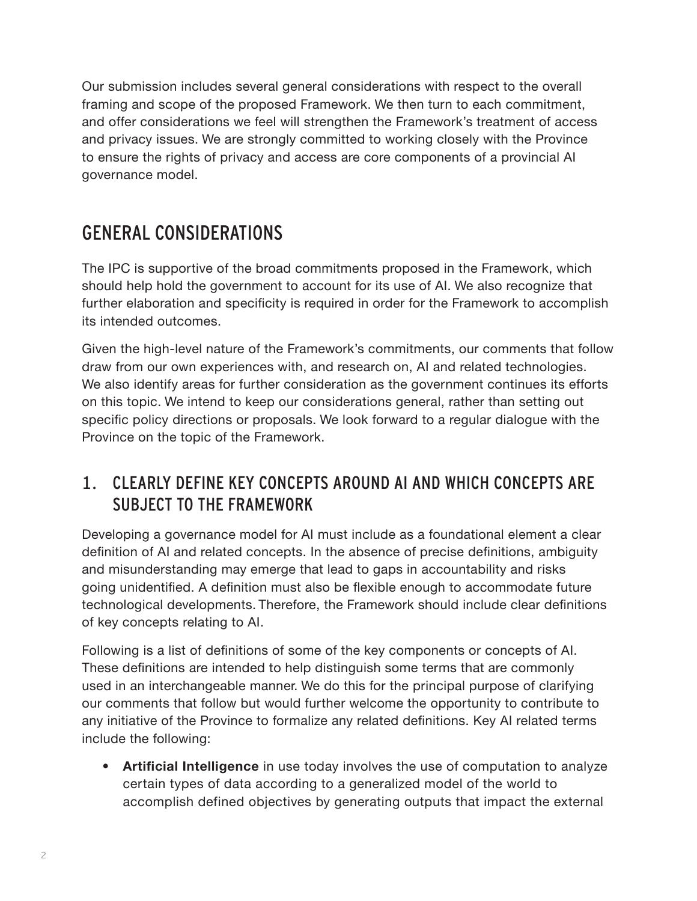Our submission includes several general considerations with respect to the overall framing and scope of the proposed Framework. We then turn to each commitment, and offer considerations we feel will strengthen the Framework's treatment of access and privacy issues. We are strongly committed to working closely with the Province to ensure the rights of privacy and access are core components of a provincial AI governance model.

## GENERAL CONSIDERATIONS

The IPC is supportive of the broad commitments proposed in the Framework, which should help hold the government to account for its use of AI. We also recognize that further elaboration and specificity is required in order for the Framework to accomplish its intended outcomes.

Given the high-level nature of the Framework's commitments, our comments that follow draw from our own experiences with, and research on, AI and related technologies. We also identify areas for further consideration as the government continues its efforts on this topic. We intend to keep our considerations general, rather than setting out specific policy directions or proposals. We look forward to a regular dialogue with the Province on the topic of the Framework.

### 1. CLEARLY DEFINE KEY CONCEPTS AROUND AI AND WHICH CONCEPTS ARE SUBJECT TO THE FRAMEWORK

Developing a governance model for AI must include as a foundational element a clear definition of AI and related concepts. In the absence of precise definitions, ambiguity and misunderstanding may emerge that lead to gaps in accountability and risks going unidentified. A definition must also be flexible enough to accommodate future technological developments. Therefore, the Framework should include clear definitions of key concepts relating to AI.

Following is a list of definitions of some of the key components or concepts of AI. These definitions are intended to help distinguish some terms that are commonly used in an interchangeable manner. We do this for the principal purpose of clarifying our comments that follow but would further welcome the opportunity to contribute to any initiative of the Province to formalize any related definitions. Key AI related terms include the following:

- **Artificial Intelligence** in use today involves the use of computation to analyze certain types of data according to a generalized model of the world to accomplish defined objectives by generating outputs that impact the external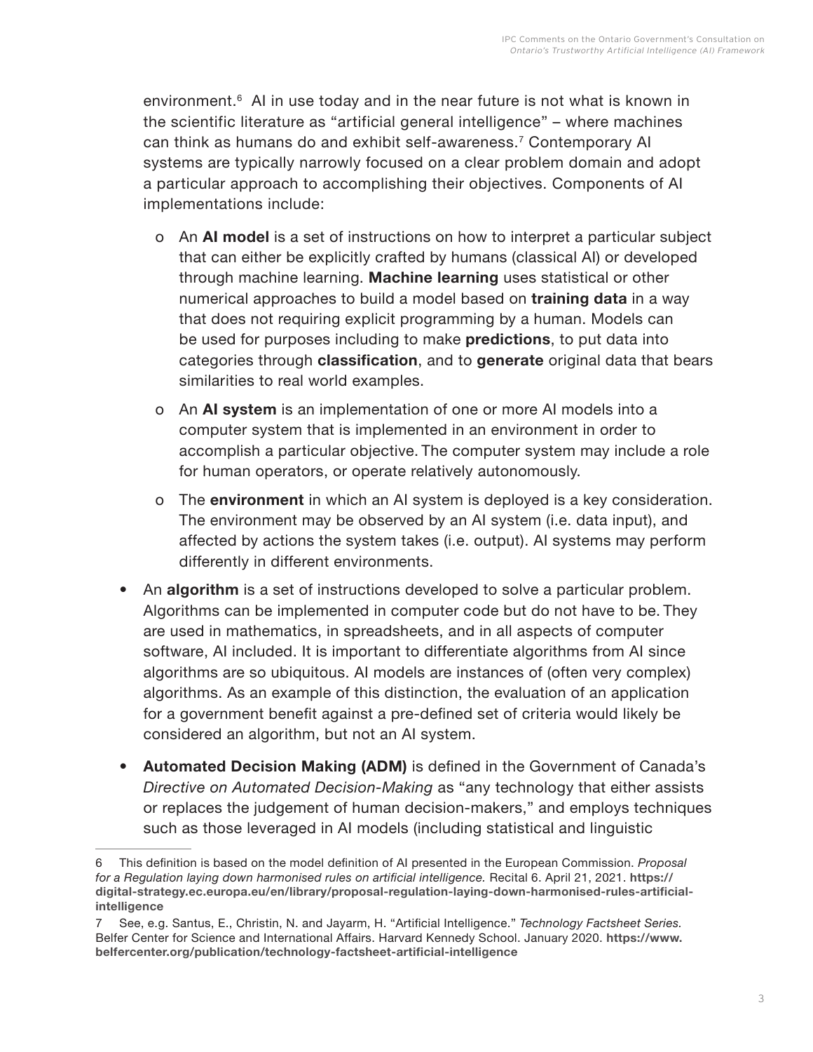environment.[6] AI in use today and in the near future is not what is known in the scientific literature as "artificial general intelligence" – where machines can think as humans do and exhibit self-awareness.[7] Contemporary AI systems are typically narrowly focused on a clear problem domain and adopt a particular approach to accomplishing their objectives. Components of AI implementations include:

  - An **AI model** is a set of instructions on how to interpret a particular subject that can either be explicitly crafted by humans (classical AI) or developed through machine learning. **Machine learning** uses statistical or other numerical approaches to build a model based on **training data** in a way that does not requiring explicit programming by a human. Models can be used for purposes including to make **predictions**, to put data into categories through **classification**, and to **generate** original data that bears similarities to real world examples.
  - An **AI system** is an implementation of one or more AI models into a computer system that is implemented in an environment in order to accomplish a particular objective. The computer system may include a role for human operators, or operate relatively autonomously.
  - The **environment** in which an AI system is deployed is a key consideration. The environment may be observed by an AI system (i.e. data input), and affected by actions the system takes (i.e. output). AI systems may perform differently in different environments.

- An **algorithm** is a set of instructions developed to solve a particular problem. Algorithms can be implemented in computer code but do not have to be. They are used in mathematics, in spreadsheets, and in all aspects of computer software, AI included. It is important to differentiate algorithms from AI since algorithms are so ubiquitous. AI models are instances of (often very complex) algorithms. As an example of this distinction, the evaluation of an application for a government benefit against a pre-defined set of criteria would likely be considered an algorithm, but not an AI system.
- **Automated Decision Making (ADM)** is defined in the Government of Canada's *Directive on Automated Decision-Making* as "any technology that either assists or replaces the judgement of human decision-makers," and employs techniques such as those leveraged in AI models (including statistical and linguistic

---

6 This definition is based on the model definition of AI presented in the European Commission. *Proposal for a Regulation laying down harmonised rules on artificial intelligence.* Recital 6. April 21, 2021. **https://digital-strategy.ec.europa.eu/en/library/proposal-regulation-laying-down-harmonised-rules-artificial-intelligence**

7 See, e.g. Santus, E., Christin, N. and Jayarm, H. "Artificial Intelligence." *Technology Factsheet Series.* Belfer Center for Science and International Affairs. Harvard Kennedy School. January 2020. **https://www.belfercenter.org/publication/technology-factsheet-artificial-intelligence**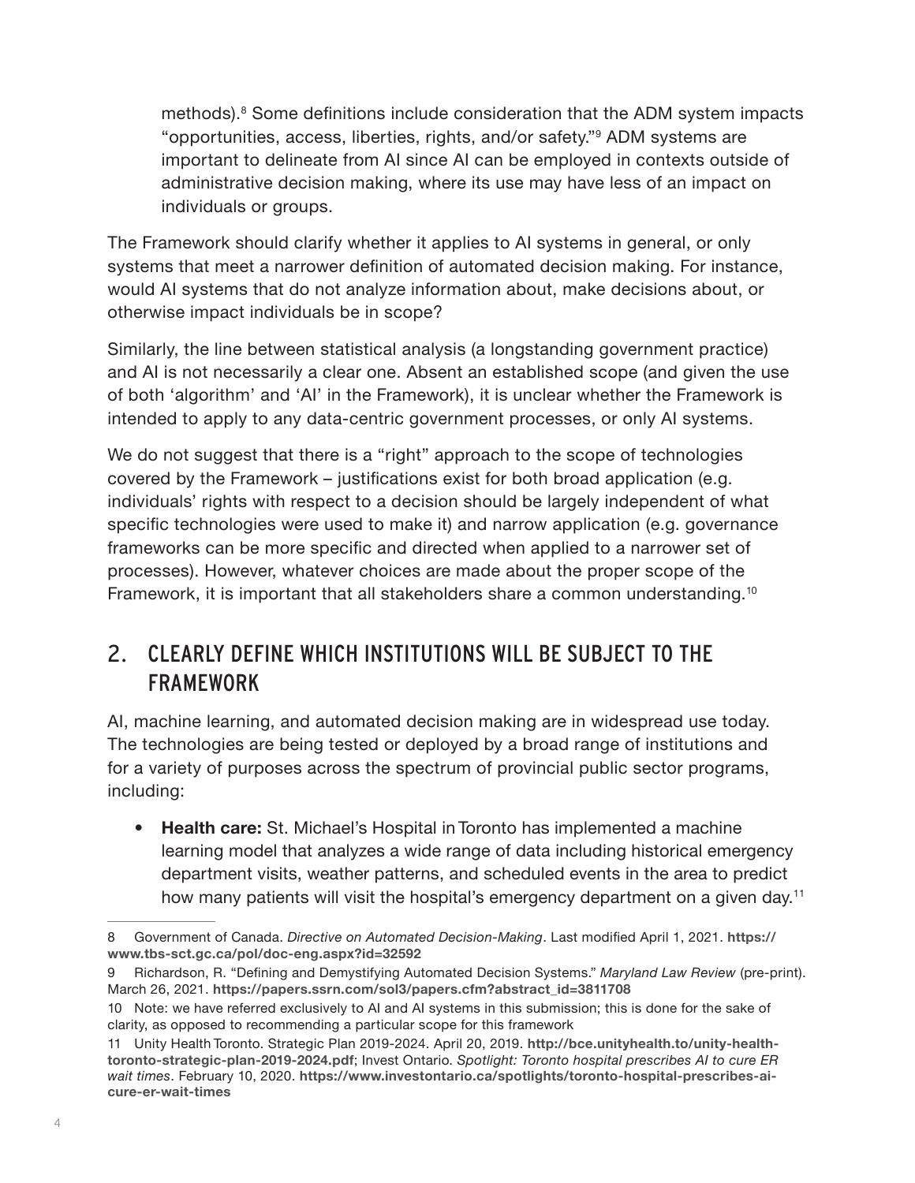methods).[8] Some definitions include consideration that the ADM system impacts "opportunities, access, liberties, rights, and/or safety."[9] ADM systems are important to delineate from AI since AI can be employed in contexts outside of administrative decision making, where its use may have less of an impact on individuals or groups.

The Framework should clarify whether it applies to AI systems in general, or only systems that meet a narrower definition of automated decision making. For instance, would AI systems that do not analyze information about, make decisions about, or otherwise impact individuals be in scope?

Similarly, the line between statistical analysis (a longstanding government practice) and AI is not necessarily a clear one. Absent an established scope (and given the use of both 'algorithm' and 'AI' in the Framework), it is unclear whether the Framework is intended to apply to any data-centric government processes, or only AI systems.

We do not suggest that there is a "right" approach to the scope of technologies covered by the Framework – justifications exist for both broad application (e.g. individuals' rights with respect to a decision should be largely independent of what specific technologies were used to make it) and narrow application (e.g. governance frameworks can be more specific and directed when applied to a narrower set of processes). However, whatever choices are made about the proper scope of the Framework, it is important that all stakeholders share a common understanding.[10]

## 2. CLEARLY DEFINE WHICH INSTITUTIONS WILL BE SUBJECT TO THE FRAMEWORK

AI, machine learning, and automated decision making are in widespread use today. The technologies are being tested or deployed by a broad range of institutions and for a variety of purposes across the spectrum of provincial public sector programs, including:

- **Health care:** St. Michael's Hospital in Toronto has implemented a machine learning model that analyzes a wide range of data including historical emergency department visits, weather patterns, and scheduled events in the area to predict how many patients will visit the hospital's emergency department on a given day.[11]

---

8 Government of Canada. *Directive on Automated Decision-Making*. Last modified April 1, 2021. **https://www.tbs-sct.gc.ca/pol/doc-eng.aspx?id=32592**

9 Richardson, R. "Defining and Demystifying Automated Decision Systems." *Maryland Law Review* (pre-print). March 26, 2021. **https://papers.ssrn.com/sol3/papers.cfm?abstract_id=3811708**

10 Note: we have referred exclusively to AI and AI systems in this submission; this is done for the sake of clarity, as opposed to recommending a particular scope for this framework

11 Unity Health Toronto. Strategic Plan 2019-2024. April 20, 2019. **http://bce.unityhealth.to/unity-health-toronto-strategic-plan-2019-2024.pdf**; Invest Ontario. *Spotlight: Toronto hospital prescribes AI to cure ER wait times*. February 10, 2020. **https://www.investontario.ca/spotlights/toronto-hospital-prescribes-ai-cure-er-wait-times**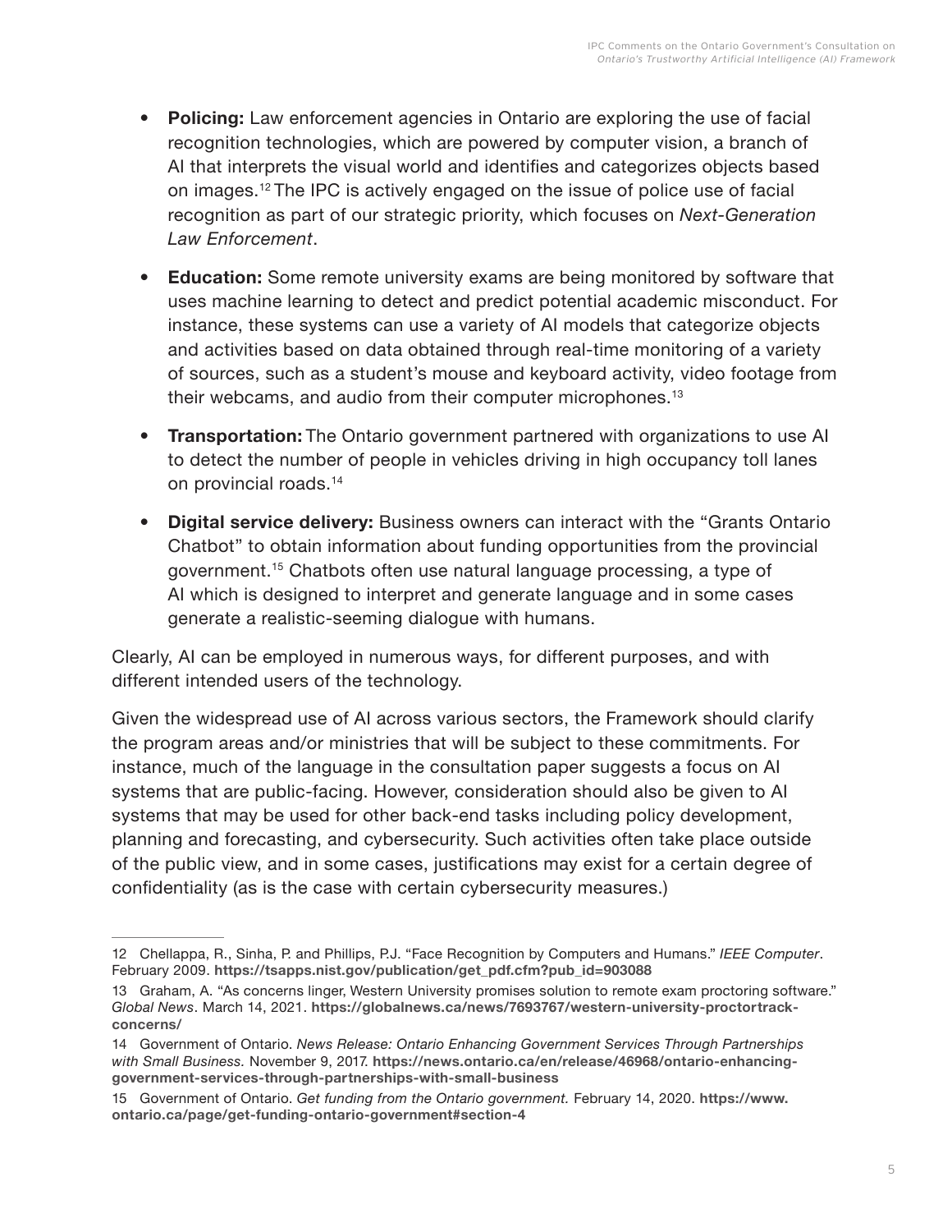- **Policing:** Law enforcement agencies in Ontario are exploring the use of facial recognition technologies, which are powered by computer vision, a branch of AI that interprets the visual world and identifies and categorizes objects based on images.[12] The IPC is actively engaged on the issue of police use of facial recognition as part of our strategic priority, which focuses on *Next-Generation Law Enforcement*.
- **Education:** Some remote university exams are being monitored by software that uses machine learning to detect and predict potential academic misconduct. For instance, these systems can use a variety of AI models that categorize objects and activities based on data obtained through real-time monitoring of a variety of sources, such as a student's mouse and keyboard activity, video footage from their webcams, and audio from their computer microphones.[13]
- **Transportation:** The Ontario government partnered with organizations to use AI to detect the number of people in vehicles driving in high occupancy toll lanes on provincial roads.[14]
- **Digital service delivery:** Business owners can interact with the "Grants Ontario Chatbot" to obtain information about funding opportunities from the provincial government.[15] Chatbots often use natural language processing, a type of AI which is designed to interpret and generate language and in some cases generate a realistic-seeming dialogue with humans.

Clearly, AI can be employed in numerous ways, for different purposes, and with different intended users of the technology.

Given the widespread use of AI across various sectors, the Framework should clarify the program areas and/or ministries that will be subject to these commitments. For instance, much of the language in the consultation paper suggests a focus on AI systems that are public-facing. However, consideration should also be given to AI systems that may be used for other back-end tasks including policy development, planning and forecasting, and cybersecurity. Such activities often take place outside of the public view, and in some cases, justifications may exist for a certain degree of confidentiality (as is the case with certain cybersecurity measures.)

---

12 Chellappa, R., Sinha, P. and Phillips, P.J. "Face Recognition by Computers and Humans." *IEEE Computer*. February 2009. **https://tsapps.nist.gov/publication/get_pdf.cfm?pub_id=903088**

13 Graham, A. "As concerns linger, Western University promises solution to remote exam proctoring software." *Global News*. March 14, 2021. **https://globalnews.ca/news/7693767/western-university-proctortrack-concerns/**

14 Government of Ontario. *News Release: Ontario Enhancing Government Services Through Partnerships with Small Business.* November 9, 2017. **https://news.ontario.ca/en/release/46968/ontario-enhancing-government-services-through-partnerships-with-small-business**

15 Government of Ontario. *Get funding from the Ontario government.* February 14, 2020. **https://www.ontario.ca/page/get-funding-ontario-government#section-4**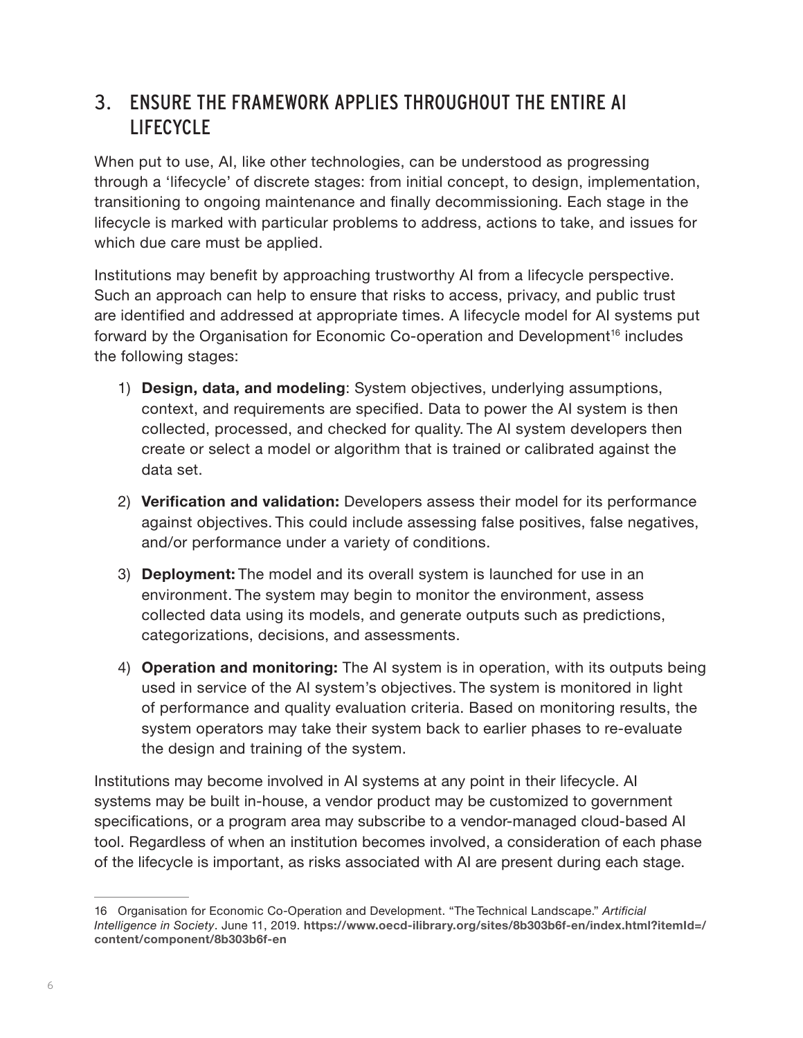## 3. ENSURE THE FRAMEWORK APPLIES THROUGHOUT THE ENTIRE AI LIFECYCLE

When put to use, AI, like other technologies, can be understood as progressing through a 'lifecycle' of discrete stages: from initial concept, to design, implementation, transitioning to ongoing maintenance and finally decommissioning. Each stage in the lifecycle is marked with particular problems to address, actions to take, and issues for which due care must be applied.

Institutions may benefit by approaching trustworthy AI from a lifecycle perspective. Such an approach can help to ensure that risks to access, privacy, and public trust are identified and addressed at appropriate times. A lifecycle model for AI systems put forward by the Organisation for Economic Co-operation and Development[16] includes the following stages:

1) **Design, data, and modeling**: System objectives, underlying assumptions, context, and requirements are specified. Data to power the AI system is then collected, processed, and checked for quality. The AI system developers then create or select a model or algorithm that is trained or calibrated against the data set.

2) **Verification and validation:** Developers assess their model for its performance against objectives. This could include assessing false positives, false negatives, and/or performance under a variety of conditions.

3) **Deployment:** The model and its overall system is launched for use in an environment. The system may begin to monitor the environment, assess collected data using its models, and generate outputs such as predictions, categorizations, decisions, and assessments.

4) **Operation and monitoring:** The AI system is in operation, with its outputs being used in service of the AI system's objectives. The system is monitored in light of performance and quality evaluation criteria. Based on monitoring results, the system operators may take their system back to earlier phases to re-evaluate the design and training of the system.

Institutions may become involved in AI systems at any point in their lifecycle. AI systems may be built in-house, a vendor product may be customized to government specifications, or a program area may subscribe to a vendor-managed cloud-based AI tool. Regardless of when an institution becomes involved, a consideration of each phase of the lifecycle is important, as risks associated with AI are present during each stage.

---

16 Organisation for Economic Co-Operation and Development. "The Technical Landscape." *Artificial Intelligence in Society*. June 11, 2019. **https://www.oecd-ilibrary.org/sites/8b303b6f-en/index.html?itemId=/content/component/8b303b6f-en**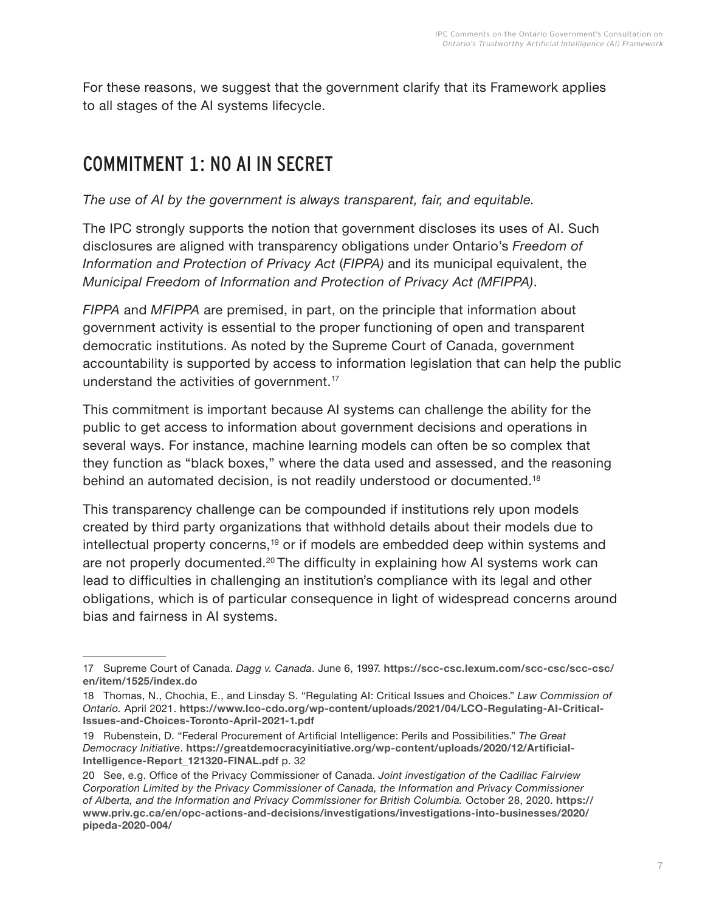For these reasons, we suggest that the government clarify that its Framework applies to all stages of the AI systems lifecycle.

## COMMITMENT 1: NO AI IN SECRET

*The use of AI by the government is always transparent, fair, and equitable.*

The IPC strongly supports the notion that government discloses its uses of AI. Such disclosures are aligned with transparency obligations under Ontario's *Freedom of Information and Protection of Privacy Act* (*FIPPA)* and its municipal equivalent, the *Municipal Freedom of Information and Protection of Privacy Act (MFIPPA)*.

*FIPPA* and *MFIPPA* are premised, in part, on the principle that information about government activity is essential to the proper functioning of open and transparent democratic institutions. As noted by the Supreme Court of Canada, government accountability is supported by access to information legislation that can help the public understand the activities of government.[17]

This commitment is important because AI systems can challenge the ability for the public to get access to information about government decisions and operations in several ways. For instance, machine learning models can often be so complex that they function as "black boxes," where the data used and assessed, and the reasoning behind an automated decision, is not readily understood or documented.[18]

This transparency challenge can be compounded if institutions rely upon models created by third party organizations that withhold details about their models due to intellectual property concerns,[19] or if models are embedded deep within systems and are not properly documented.[20] The difficulty in explaining how AI systems work can lead to difficulties in challenging an institution's compliance with its legal and other obligations, which is of particular consequence in light of widespread concerns around bias and fairness in AI systems.

---

17 Supreme Court of Canada. *Dagg v. Canada*. June 6, 1997. **https://scc-csc.lexum.com/scc-csc/scc-csc/en/item/1525/index.do**

18 Thomas, N., Chochia, E., and Linsday S. "Regulating AI: Critical Issues and Choices." *Law Commission of Ontario.* April 2021. **https://www.lco-cdo.org/wp-content/uploads/2021/04/LCO-Regulating-AI-Critical-Issues-and-Choices-Toronto-April-2021-1.pdf**

19 Rubenstein, D. "Federal Procurement of Artificial Intelligence: Perils and Possibilities." *The Great Democracy Initiative*. **https://greatdemocracyinitiative.org/wp-content/uploads/2020/12/Artificial-Intelligence-Report_121320-FINAL.pdf** p. 32

20 See, e.g. Office of the Privacy Commissioner of Canada. *Joint investigation of the Cadillac Fairview Corporation Limited by the Privacy Commissioner of Canada, the Information and Privacy Commissioner of Alberta, and the Information and Privacy Commissioner for British Columbia.* October 28, 2020. **https://www.priv.gc.ca/en/opc-actions-and-decisions/investigations/investigations-into-businesses/2020/pipeda-2020-004/**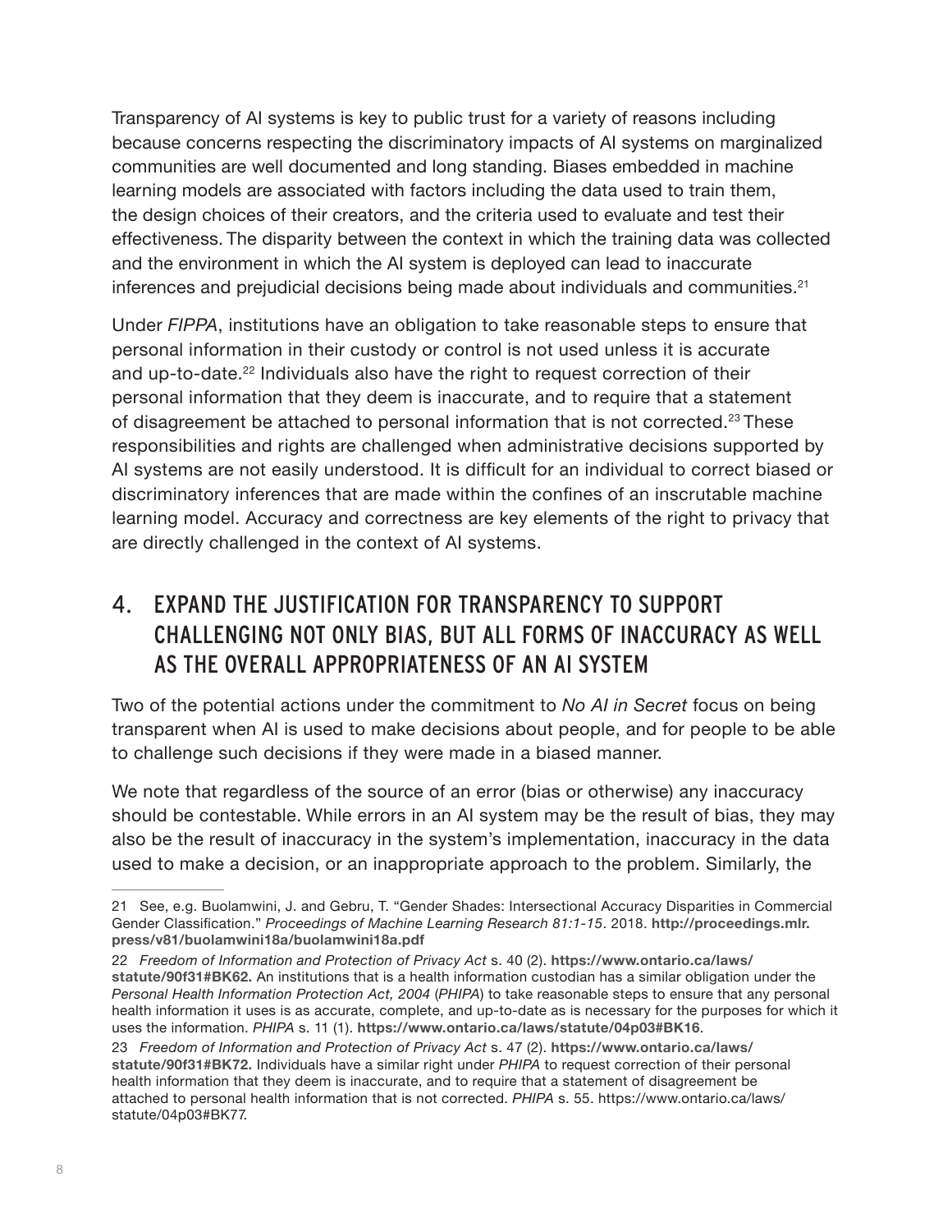Transparency of AI systems is key to public trust for a variety of reasons including because concerns respecting the discriminatory impacts of AI systems on marginalized communities are well documented and long standing. Biases embedded in machine learning models are associated with factors including the data used to train them, the design choices of their creators, and the criteria used to evaluate and test their effectiveness. The disparity between the context in which the training data was collected and the environment in which the AI system is deployed can lead to inaccurate inferences and prejudicial decisions being made about individuals and communities.[21]

Under *FIPPA*, institutions have an obligation to take reasonable steps to ensure that personal information in their custody or control is not used unless it is accurate and up-to-date.[22] Individuals also have the right to request correction of their personal information that they deem is inaccurate, and to require that a statement of disagreement be attached to personal information that is not corrected.[23] These responsibilities and rights are challenged when administrative decisions supported by AI systems are not easily understood. It is difficult for an individual to correct biased or discriminatory inferences that are made within the confines of an inscrutable machine learning model. Accuracy and correctness are key elements of the right to privacy that are directly challenged in the context of AI systems.

## 4. EXPAND THE JUSTIFICATION FOR TRANSPARENCY TO SUPPORT CHALLENGING NOT ONLY BIAS, BUT ALL FORMS OF INACCURACY AS WELL AS THE OVERALL APPROPRIATENESS OF AN AI SYSTEM

Two of the potential actions under the commitment to *No AI in Secret* focus on being transparent when AI is used to make decisions about people, and for people to be able to challenge such decisions if they were made in a biased manner.

We note that regardless of the source of an error (bias or otherwise) any inaccuracy should be contestable. While errors in an AI system may be the result of bias, they may also be the result of inaccuracy in the system's implementation, inaccuracy in the data used to make a decision, or an inappropriate approach to the problem. Similarly, the

---

21 See, e.g. Buolamwini, J. and Gebru, T. "Gender Shades: Intersectional Accuracy Disparities in Commercial Gender Classification." *Proceedings of Machine Learning Research 81:1-15*. 2018. **http://proceedings.mlr.press/v81/buolamwini18a/buolamwini18a.pdf**

22 *Freedom of Information and Protection of Privacy Act* s. 40 (2). **https://www.ontario.ca/laws/statute/90f31#BK62.** An institutions that is a health information custodian has a similar obligation under the *Personal Health Information Protection Act, 2004* (*PHIPA*) to take reasonable steps to ensure that any personal health information it uses is as accurate, complete, and up-to-date as is necessary for the purposes for which it uses the information. *PHIPA* s. 11 (1). **https://www.ontario.ca/laws/statute/04p03#BK16**.

23 *Freedom of Information and Protection of Privacy Act* s. 47 (2). **https://www.ontario.ca/laws/statute/90f31#BK72.** Individuals have a similar right under *PHIPA* to request correction of their personal health information that they deem is inaccurate, and to require that a statement of disagreement be attached to personal health information that is not corrected. *PHIPA* s. 55. https://www.ontario.ca/laws/statute/04p03#BK77.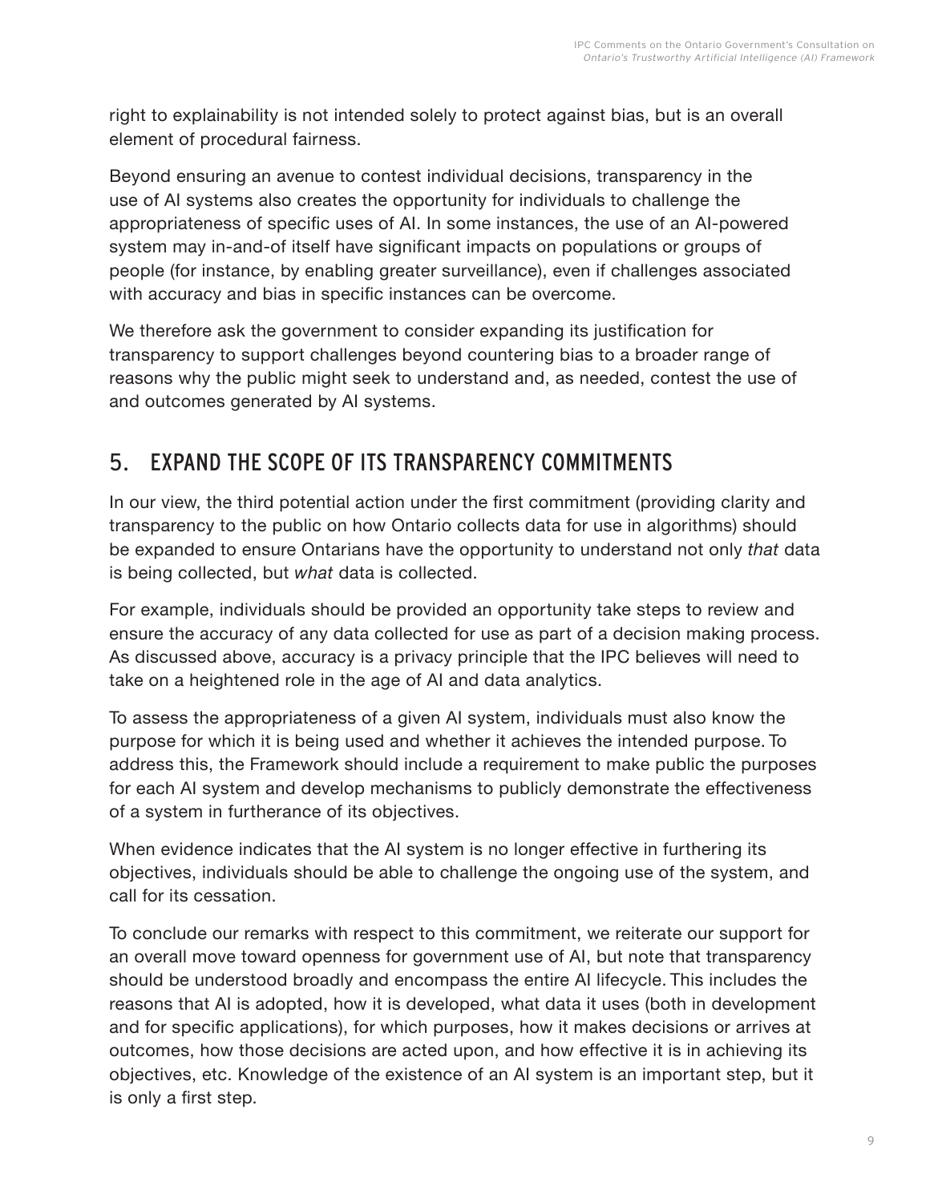right to explainability is not intended solely to protect against bias, but is an overall element of procedural fairness.

Beyond ensuring an avenue to contest individual decisions, transparency in the use of AI systems also creates the opportunity for individuals to challenge the appropriateness of specific uses of AI. In some instances, the use of an AI-powered system may in-and-of itself have significant impacts on populations or groups of people (for instance, by enabling greater surveillance), even if challenges associated with accuracy and bias in specific instances can be overcome.

We therefore ask the government to consider expanding its justification for transparency to support challenges beyond countering bias to a broader range of reasons why the public might seek to understand and, as needed, contest the use of and outcomes generated by AI systems.

## 5. EXPAND THE SCOPE OF ITS TRANSPARENCY COMMITMENTS

In our view, the third potential action under the first commitment (providing clarity and transparency to the public on how Ontario collects data for use in algorithms) should be expanded to ensure Ontarians have the opportunity to understand not only *that* data is being collected, but *what* data is collected.

For example, individuals should be provided an opportunity take steps to review and ensure the accuracy of any data collected for use as part of a decision making process. As discussed above, accuracy is a privacy principle that the IPC believes will need to take on a heightened role in the age of AI and data analytics.

To assess the appropriateness of a given AI system, individuals must also know the purpose for which it is being used and whether it achieves the intended purpose. To address this, the Framework should include a requirement to make public the purposes for each AI system and develop mechanisms to publicly demonstrate the effectiveness of a system in furtherance of its objectives.

When evidence indicates that the AI system is no longer effective in furthering its objectives, individuals should be able to challenge the ongoing use of the system, and call for its cessation.

To conclude our remarks with respect to this commitment, we reiterate our support for an overall move toward openness for government use of AI, but note that transparency should be understood broadly and encompass the entire AI lifecycle. This includes the reasons that AI is adopted, how it is developed, what data it uses (both in development and for specific applications), for which purposes, how it makes decisions or arrives at outcomes, how those decisions are acted upon, and how effective it is in achieving its objectives, etc. Knowledge of the existence of an AI system is an important step, but it is only a first step.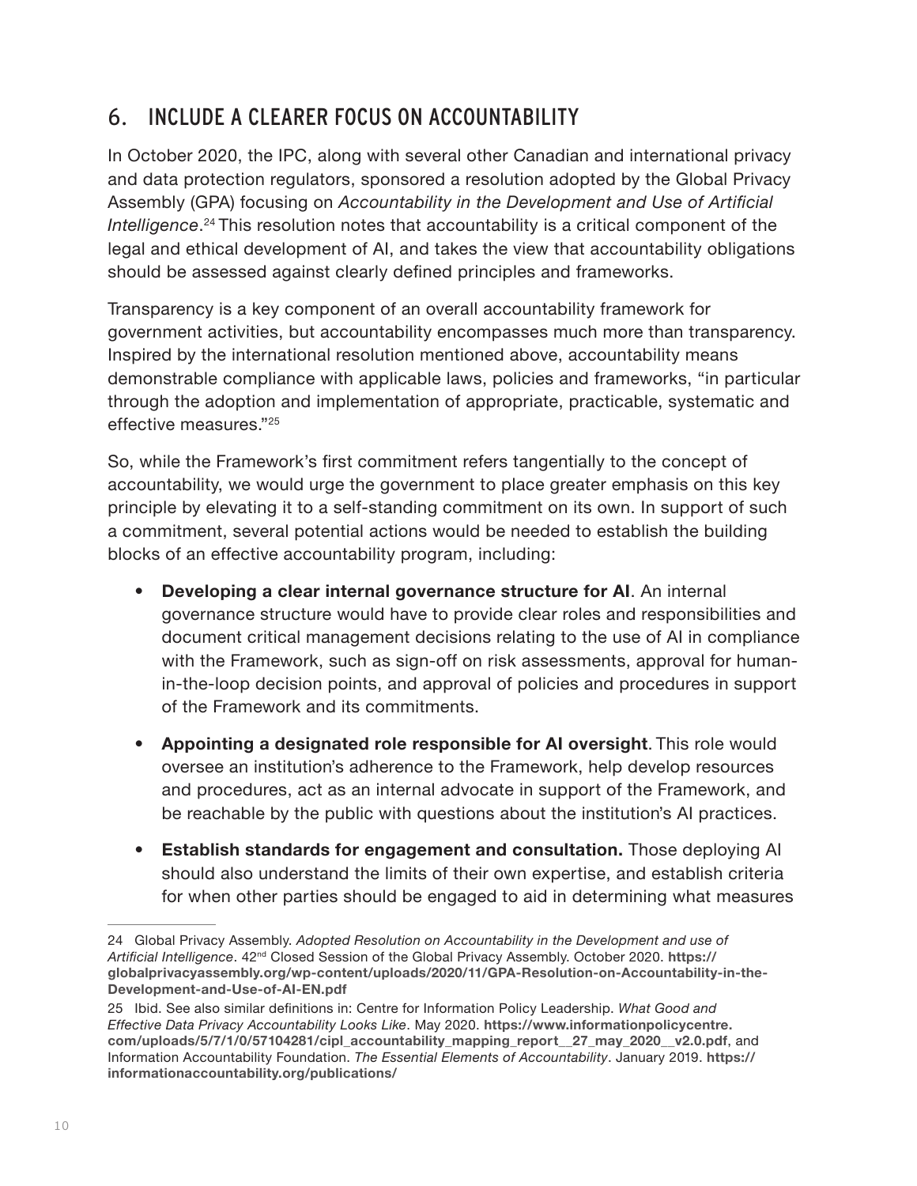## 6. INCLUDE A CLEARER FOCUS ON ACCOUNTABILITY

In October 2020, the IPC, along with several other Canadian and international privacy and data protection regulators, sponsored a resolution adopted by the Global Privacy Assembly (GPA) focusing on *Accountability in the Development and Use of Artificial Intelligence*.[24] This resolution notes that accountability is a critical component of the legal and ethical development of AI, and takes the view that accountability obligations should be assessed against clearly defined principles and frameworks.

Transparency is a key component of an overall accountability framework for government activities, but accountability encompasses much more than transparency. Inspired by the international resolution mentioned above, accountability means demonstrable compliance with applicable laws, policies and frameworks, "in particular through the adoption and implementation of appropriate, practicable, systematic and effective measures."[25]

So, while the Framework's first commitment refers tangentially to the concept of accountability, we would urge the government to place greater emphasis on this key principle by elevating it to a self-standing commitment on its own. In support of such a commitment, several potential actions would be needed to establish the building blocks of an effective accountability program, including:

- **Developing a clear internal governance structure for AI**. An internal governance structure would have to provide clear roles and responsibilities and document critical management decisions relating to the use of AI in compliance with the Framework, such as sign-off on risk assessments, approval for human-in-the-loop decision points, and approval of policies and procedures in support of the Framework and its commitments.
- **Appointing a designated role responsible for AI oversight**. This role would oversee an institution's adherence to the Framework, help develop resources and procedures, act as an internal advocate in support of the Framework, and be reachable by the public with questions about the institution's AI practices.
- **Establish standards for engagement and consultation.** Those deploying AI should also understand the limits of their own expertise, and establish criteria for when other parties should be engaged to aid in determining what measures

---

24 Global Privacy Assembly. *Adopted Resolution on Accountability in the Development and use of Artificial Intelligence*. 42nd Closed Session of the Global Privacy Assembly. October 2020. **https://globalprivacyassembly.org/wp-content/uploads/2020/11/GPA-Resolution-on-Accountability-in-the-Development-and-Use-of-AI-EN.pdf**

25 Ibid. See also similar definitions in: Centre for Information Policy Leadership. *What Good and Effective Data Privacy Accountability Looks Like*. May 2020. **https://www.informationpolicycentre.com/uploads/5/7/1/0/57104281/cipl_accountability_mapping_report__27_may_2020__v2.0.pdf**, and Information Accountability Foundation. *The Essential Elements of Accountability*. January 2019. **https://informationaccountability.org/publications/**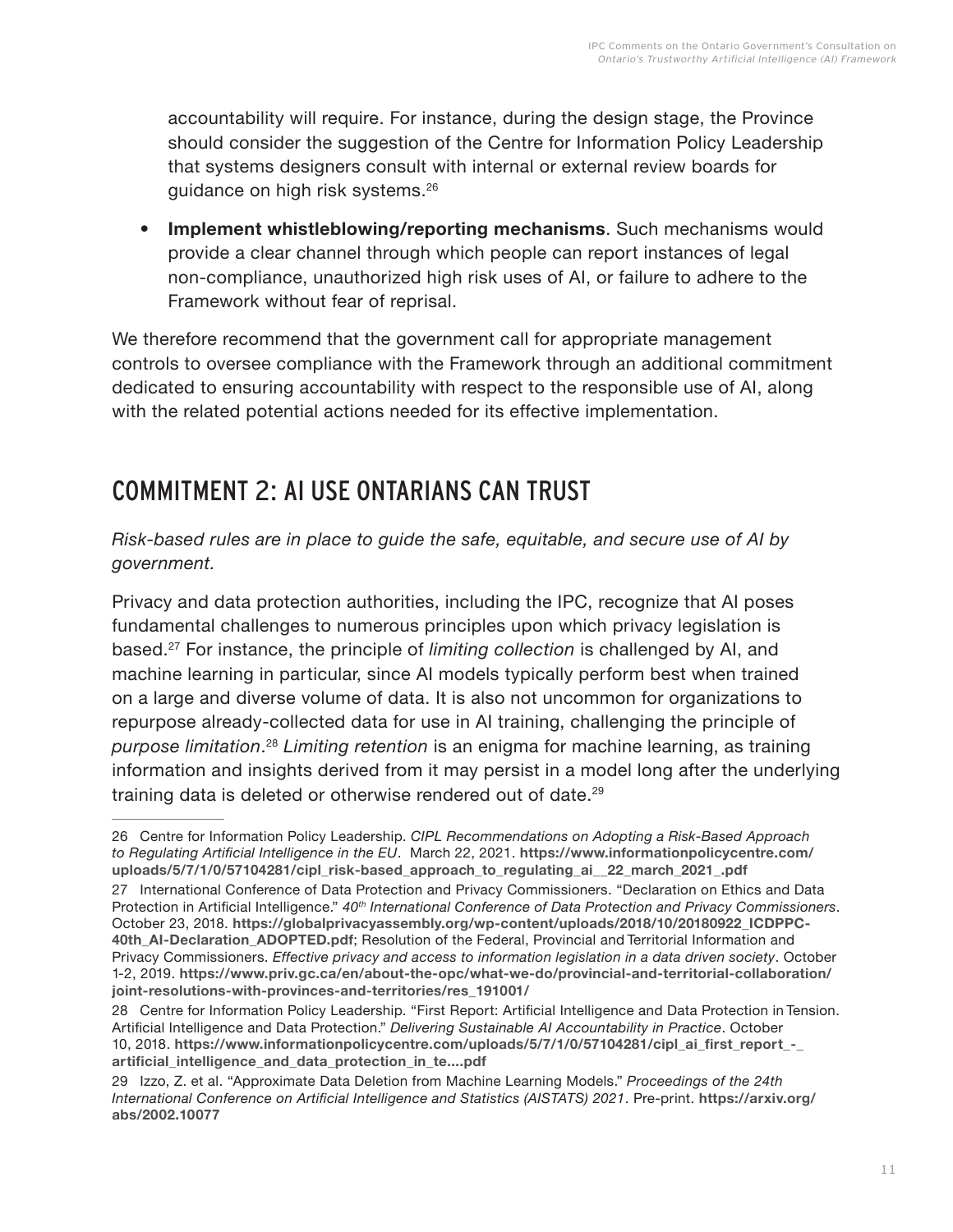accountability will require. For instance, during the design stage, the Province should consider the suggestion of the Centre for Information Policy Leadership that systems designers consult with internal or external review boards for guidance on high risk systems.[26]

- **Implement whistleblowing/reporting mechanisms**. Such mechanisms would provide a clear channel through which people can report instances of legal non-compliance, unauthorized high risk uses of AI, or failure to adhere to the Framework without fear of reprisal.

We therefore recommend that the government call for appropriate management controls to oversee compliance with the Framework through an additional commitment dedicated to ensuring accountability with respect to the responsible use of AI, along with the related potential actions needed for its effective implementation.

## COMMITMENT 2: AI USE ONTARIANS CAN TRUST

*Risk-based rules are in place to guide the safe, equitable, and secure use of AI by government.*

Privacy and data protection authorities, including the IPC, recognize that AI poses fundamental challenges to numerous principles upon which privacy legislation is based.[27] For instance, the principle of *limiting collection* is challenged by AI, and machine learning in particular, since AI models typically perform best when trained on a large and diverse volume of data. It is also not uncommon for organizations to repurpose already-collected data for use in AI training, challenging the principle of *purpose limitation*.[28] *Limiting retention* is an enigma for machine learning, as training information and insights derived from it may persist in a model long after the underlying training data is deleted or otherwise rendered out of date.[29]

---

26 Centre for Information Policy Leadership. *CIPL Recommendations on Adopting a Risk-Based Approach to Regulating Artificial Intelligence in the EU*. March 22, 2021. **https://www.informationpolicycentre.com/uploads/5/7/1/0/57104281/cipl_risk-based_approach_to_regulating_ai__22_march_2021_.pdf**

27 International Conference of Data Protection and Privacy Commissioners. "Declaration on Ethics and Data Protection in Artificial Intelligence." *40th International Conference of Data Protection and Privacy Commissioners*. October 23, 2018. **https://globalprivacyassembly.org/wp-content/uploads/2018/10/20180922_ICDPPC-40th_AI-Declaration_ADOPTED.pdf**; Resolution of the Federal, Provincial and Territorial Information and Privacy Commissioners. *Effective privacy and access to information legislation in a data driven society*. October 1-2, 2019. **https://www.priv.gc.ca/en/about-the-opc/what-we-do/provincial-and-territorial-collaboration/joint-resolutions-with-provinces-and-territories/res_191001/**

28 Centre for Information Policy Leadership. "First Report: Artificial Intelligence and Data Protection in Tension. Artificial Intelligence and Data Protection." *Delivering Sustainable AI Accountability in Practice*. October 10, 2018. **https://www.informationpolicycentre.com/uploads/5/7/1/0/57104281/cipl_ai_first_report_-_artificial_intelligence_and_data_protection_in_te....pdf**

29 Izzo, Z. et al. "Approximate Data Deletion from Machine Learning Models." *Proceedings of the 24th International Conference on Artificial Intelligence and Statistics (AISTATS) 2021*. Pre-print. **https://arxiv.org/abs/2002.10077**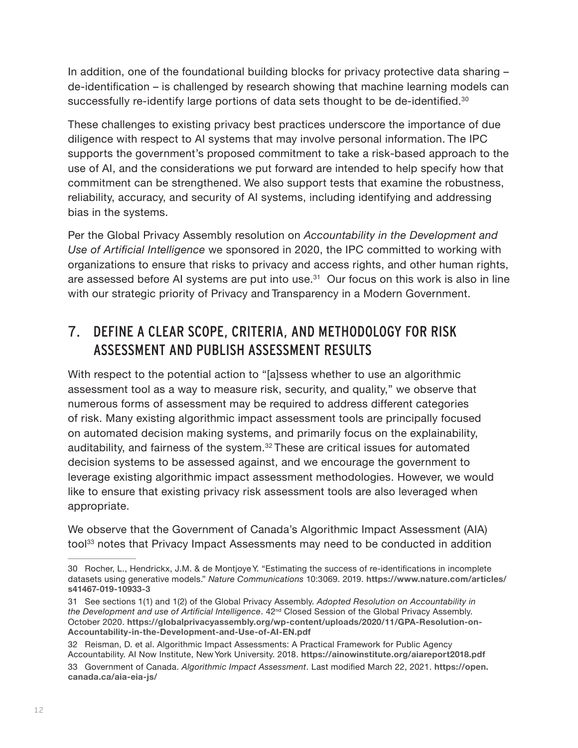In addition, one of the foundational building blocks for privacy protective data sharing – de-identification – is challenged by research showing that machine learning models can successfully re-identify large portions of data sets thought to be de-identified.[30]

These challenges to existing privacy best practices underscore the importance of due diligence with respect to AI systems that may involve personal information. The IPC supports the government's proposed commitment to take a risk-based approach to the use of AI, and the considerations we put forward are intended to help specify how that commitment can be strengthened. We also support tests that examine the robustness, reliability, accuracy, and security of AI systems, including identifying and addressing bias in the systems.

Per the Global Privacy Assembly resolution on *Accountability in the Development and Use of Artificial Intelligence* we sponsored in 2020, the IPC committed to working with organizations to ensure that risks to privacy and access rights, and other human rights, are assessed before AI systems are put into use.[31] Our focus on this work is also in line with our strategic priority of Privacy and Transparency in a Modern Government.

## 7. DEFINE A CLEAR SCOPE, CRITERIA, AND METHODOLOGY FOR RISK ASSESSMENT AND PUBLISH ASSESSMENT RESULTS

With respect to the potential action to "[a]ssess whether to use an algorithmic assessment tool as a way to measure risk, security, and quality," we observe that numerous forms of assessment may be required to address different categories of risk. Many existing algorithmic impact assessment tools are principally focused on automated decision making systems, and primarily focus on the explainability, auditability, and fairness of the system.[32] These are critical issues for automated decision systems to be assessed against, and we encourage the government to leverage existing algorithmic impact assessment methodologies. However, we would like to ensure that existing privacy risk assessment tools are also leveraged when appropriate.

We observe that the Government of Canada's Algorithmic Impact Assessment (AIA) tool[33] notes that Privacy Impact Assessments may need to be conducted in addition

---

30 Rocher, L., Hendrickx, J.M. & de Montjoye Y. "Estimating the success of re-identifications in incomplete datasets using generative models." *Nature Communications* 10:3069. 2019. **https://www.nature.com/articles/s41467-019-10933-3**

31 See sections 1(1) and 1(2) of the Global Privacy Assembly. *Adopted Resolution on Accountability in the Development and use of Artificial Intelligence*. 42nd Closed Session of the Global Privacy Assembly. October 2020. **https://globalprivacyassembly.org/wp-content/uploads/2020/11/GPA-Resolution-on-Accountability-in-the-Development-and-Use-of-AI-EN.pdf**

32 Reisman, D. et al. Algorithmic Impact Assessments: A Practical Framework for Public Agency Accountability. AI Now Institute, New York University. 2018. **https://ainowinstitute.org/aiareport2018.pdf**

33 Government of Canada. *Algorithmic Impact Assessment*. Last modified March 22, 2021. **https://open.canada.ca/aia-eia-js/**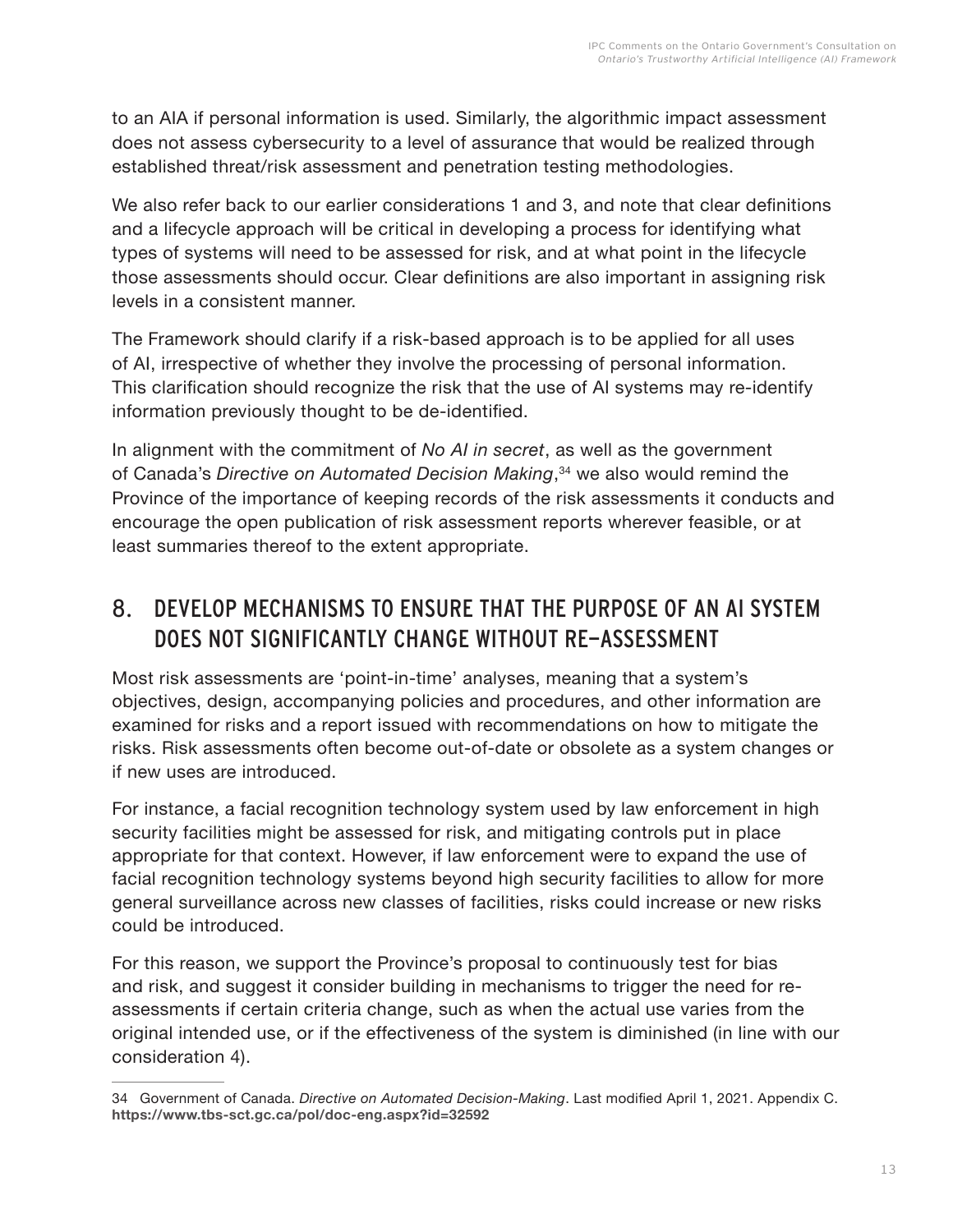to an AIA if personal information is used. Similarly, the algorithmic impact assessment does not assess cybersecurity to a level of assurance that would be realized through established threat/risk assessment and penetration testing methodologies.

We also refer back to our earlier considerations 1 and 3, and note that clear definitions and a lifecycle approach will be critical in developing a process for identifying what types of systems will need to be assessed for risk, and at what point in the lifecycle those assessments should occur. Clear definitions are also important in assigning risk levels in a consistent manner.

The Framework should clarify if a risk-based approach is to be applied for all uses of AI, irrespective of whether they involve the processing of personal information. This clarification should recognize the risk that the use of AI systems may re-identify information previously thought to be de-identified.

In alignment with the commitment of *No AI in secret*, as well as the government of Canada's *Directive on Automated Decision Making*,[34] we also would remind the Province of the importance of keeping records of the risk assessments it conducts and encourage the open publication of risk assessment reports wherever feasible, or at least summaries thereof to the extent appropriate.

## 8. DEVELOP MECHANISMS TO ENSURE THAT THE PURPOSE OF AN AI SYSTEM DOES NOT SIGNIFICANTLY CHANGE WITHOUT RE-ASSESSMENT

Most risk assessments are 'point-in-time' analyses, meaning that a system's objectives, design, accompanying policies and procedures, and other information are examined for risks and a report issued with recommendations on how to mitigate the risks. Risk assessments often become out-of-date or obsolete as a system changes or if new uses are introduced.

For instance, a facial recognition technology system used by law enforcement in high security facilities might be assessed for risk, and mitigating controls put in place appropriate for that context. However, if law enforcement were to expand the use of facial recognition technology systems beyond high security facilities to allow for more general surveillance across new classes of facilities, risks could increase or new risks could be introduced.

For this reason, we support the Province's proposal to continuously test for bias and risk, and suggest it consider building in mechanisms to trigger the need for re-assessments if certain criteria change, such as when the actual use varies from the original intended use, or if the effectiveness of the system is diminished (in line with our consideration 4).

---

34 Government of Canada. *Directive on Automated Decision-Making*. Last modified April 1, 2021. Appendix C. **https://www.tbs-sct.gc.ca/pol/doc-eng.aspx?id=32592**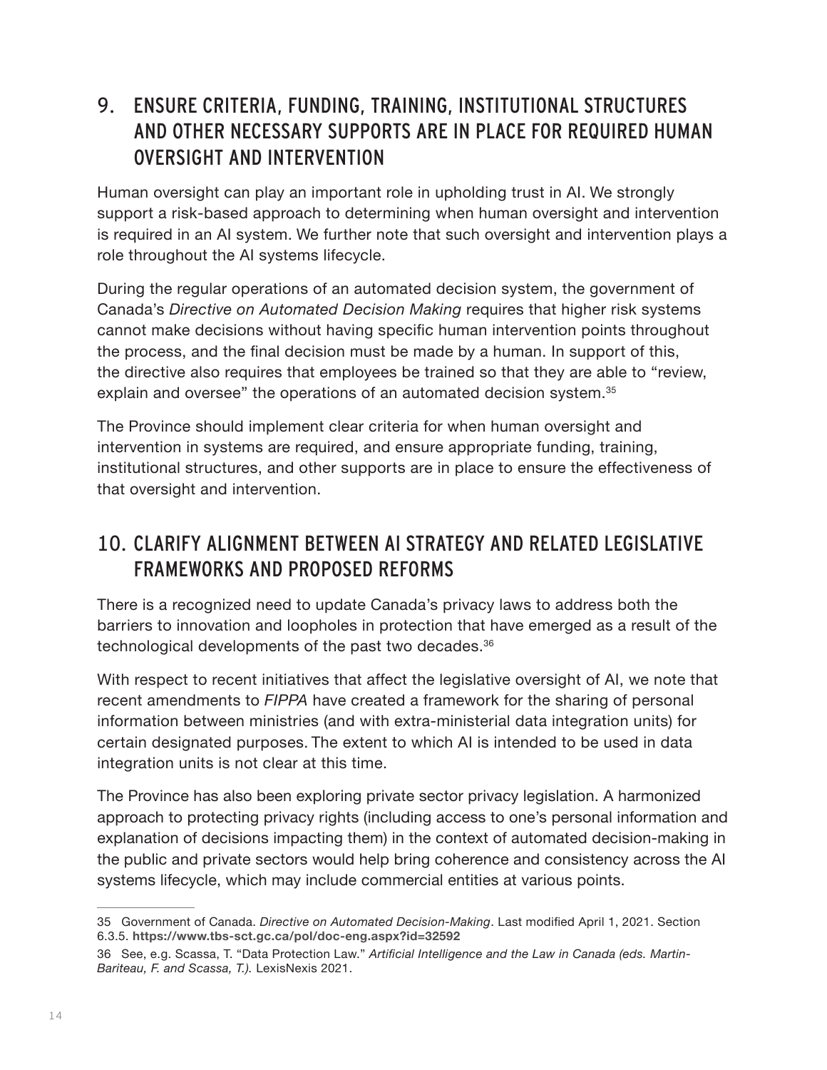## 9. ENSURE CRITERIA, FUNDING, TRAINING, INSTITUTIONAL STRUCTURES AND OTHER NECESSARY SUPPORTS ARE IN PLACE FOR REQUIRED HUMAN OVERSIGHT AND INTERVENTION

Human oversight can play an important role in upholding trust in AI. We strongly support a risk-based approach to determining when human oversight and intervention is required in an AI system. We further note that such oversight and intervention plays a role throughout the AI systems lifecycle.

During the regular operations of an automated decision system, the government of Canada's *Directive on Automated Decision Making* requires that higher risk systems cannot make decisions without having specific human intervention points throughout the process, and the final decision must be made by a human. In support of this, the directive also requires that employees be trained so that they are able to "review, explain and oversee" the operations of an automated decision system.[35]

The Province should implement clear criteria for when human oversight and intervention in systems are required, and ensure appropriate funding, training, institutional structures, and other supports are in place to ensure the effectiveness of that oversight and intervention.

## 10. CLARIFY ALIGNMENT BETWEEN AI STRATEGY AND RELATED LEGISLATIVE FRAMEWORKS AND PROPOSED REFORMS

There is a recognized need to update Canada's privacy laws to address both the barriers to innovation and loopholes in protection that have emerged as a result of the technological developments of the past two decades.[36]

With respect to recent initiatives that affect the legislative oversight of AI, we note that recent amendments to *FIPPA* have created a framework for the sharing of personal information between ministries (and with extra-ministerial data integration units) for certain designated purposes. The extent to which AI is intended to be used in data integration units is not clear at this time.

The Province has also been exploring private sector privacy legislation. A harmonized approach to protecting privacy rights (including access to one's personal information and explanation of decisions impacting them) in the context of automated decision-making in the public and private sectors would help bring coherence and consistency across the AI systems lifecycle, which may include commercial entities at various points.

---

35 Government of Canada. *Directive on Automated Decision-Making*. Last modified April 1, 2021. Section 6.3.5. **https://www.tbs-sct.gc.ca/pol/doc-eng.aspx?id=32592**

36 See, e.g. Scassa, T. "Data Protection Law." *Artificial Intelligence and the Law in Canada (eds. Martin-Bariteau, F. and Scassa, T.).* LexisNexis 2021.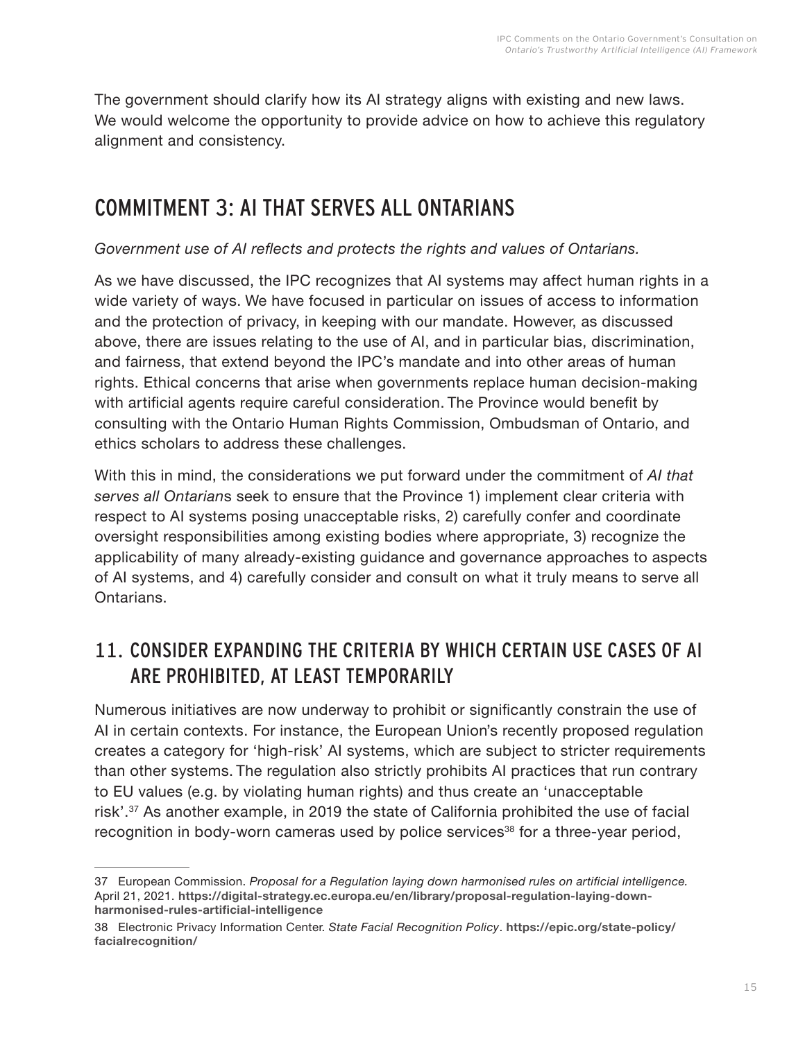The government should clarify how its AI strategy aligns with existing and new laws. We would welcome the opportunity to provide advice on how to achieve this regulatory alignment and consistency.

## COMMITMENT 3: AI THAT SERVES ALL ONTARIANS

*Government use of AI reflects and protects the rights and values of Ontarians.*

As we have discussed, the IPC recognizes that AI systems may affect human rights in a wide variety of ways. We have focused in particular on issues of access to information and the protection of privacy, in keeping with our mandate. However, as discussed above, there are issues relating to the use of AI, and in particular bias, discrimination, and fairness, that extend beyond the IPC's mandate and into other areas of human rights. Ethical concerns that arise when governments replace human decision-making with artificial agents require careful consideration. The Province would benefit by consulting with the Ontario Human Rights Commission, Ombudsman of Ontario, and ethics scholars to address these challenges.

With this in mind, the considerations we put forward under the commitment of *AI that serves all Ontarian*s seek to ensure that the Province 1) implement clear criteria with respect to AI systems posing unacceptable risks, 2) carefully confer and coordinate oversight responsibilities among existing bodies where appropriate, 3) recognize the applicability of many already-existing guidance and governance approaches to aspects of AI systems, and 4) carefully consider and consult on what it truly means to serve all Ontarians.

### 11. CONSIDER EXPANDING THE CRITERIA BY WHICH CERTAIN USE CASES OF AI ARE PROHIBITED, AT LEAST TEMPORARILY

Numerous initiatives are now underway to prohibit or significantly constrain the use of AI in certain contexts. For instance, the European Union's recently proposed regulation creates a category for 'high-risk' AI systems, which are subject to stricter requirements than other systems. The regulation also strictly prohibits AI practices that run contrary to EU values (e.g. by violating human rights) and thus create an 'unacceptable risk'.[37] As another example, in 2019 the state of California prohibited the use of facial recognition in body-worn cameras used by police services[38] for a three-year period,

---

37 European Commission. *Proposal for a Regulation laying down harmonised rules on artificial intelligence.* April 21, 2021. **https://digital-strategy.ec.europa.eu/en/library/proposal-regulation-laying-down-harmonised-rules-artificial-intelligence**

38 Electronic Privacy Information Center. *State Facial Recognition Policy*. **https://epic.org/state-policy/facialrecognition/**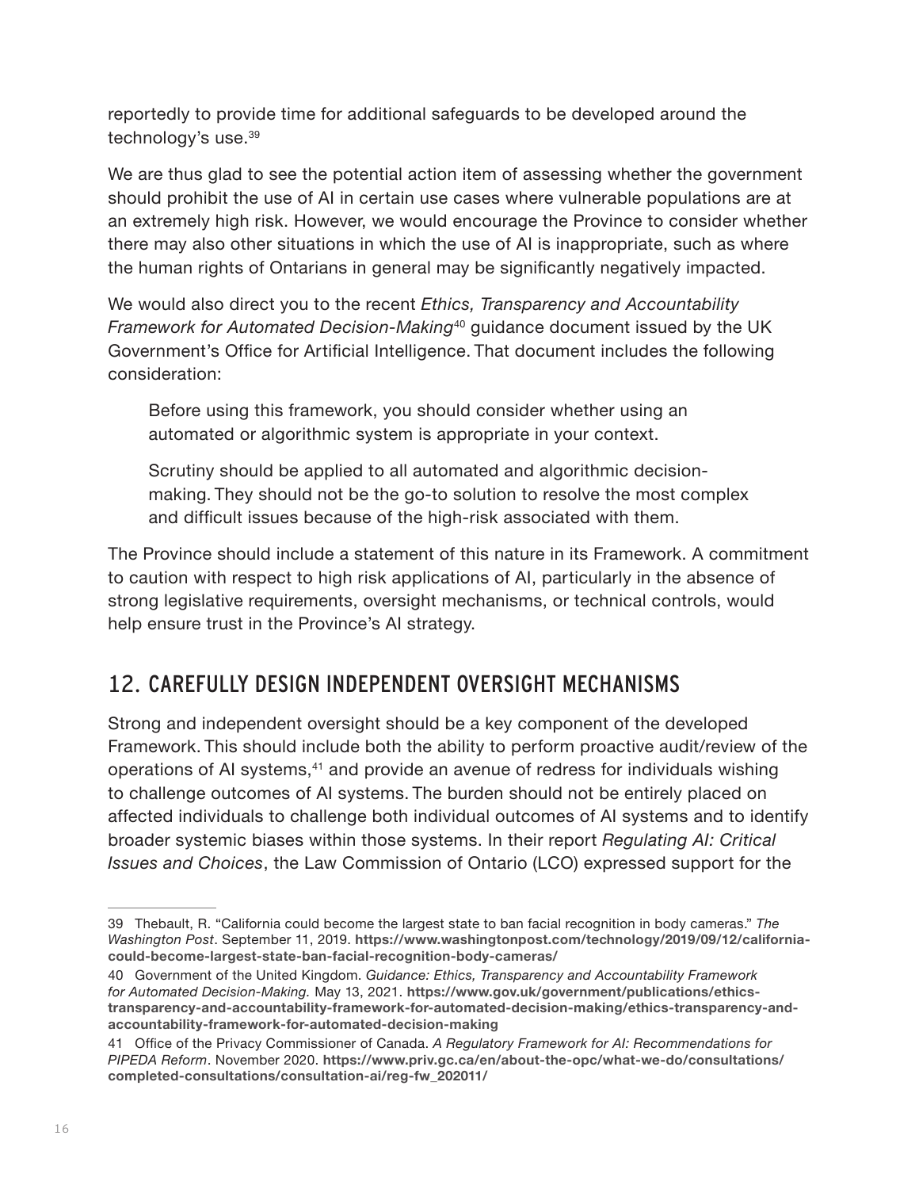reportedly to provide time for additional safeguards to be developed around the technology's use.[39]

We are thus glad to see the potential action item of assessing whether the government should prohibit the use of AI in certain use cases where vulnerable populations are at an extremely high risk. However, we would encourage the Province to consider whether there may also other situations in which the use of AI is inappropriate, such as where the human rights of Ontarians in general may be significantly negatively impacted.

We would also direct you to the recent *Ethics, Transparency and Accountability Framework for Automated Decision-Making*[40] guidance document issued by the UK Government's Office for Artificial Intelligence. That document includes the following consideration:

> Before using this framework, you should consider whether using an automated or algorithmic system is appropriate in your context.
>
> Scrutiny should be applied to all automated and algorithmic decision-making. They should not be the go-to solution to resolve the most complex and difficult issues because of the high-risk associated with them.

The Province should include a statement of this nature in its Framework. A commitment to caution with respect to high risk applications of AI, particularly in the absence of strong legislative requirements, oversight mechanisms, or technical controls, would help ensure trust in the Province's AI strategy.

## 12. CAREFULLY DESIGN INDEPENDENT OVERSIGHT MECHANISMS

Strong and independent oversight should be a key component of the developed Framework. This should include both the ability to perform proactive audit/review of the operations of AI systems,[41] and provide an avenue of redress for individuals wishing to challenge outcomes of AI systems. The burden should not be entirely placed on affected individuals to challenge both individual outcomes of AI systems and to identify broader systemic biases within those systems. In their report *Regulating AI: Critical Issues and Choices*, the Law Commission of Ontario (LCO) expressed support for the

---

39 Thebault, R. "California could become the largest state to ban facial recognition in body cameras." *The Washington Post*. September 11, 2019. **https://www.washingtonpost.com/technology/2019/09/12/california-could-become-largest-state-ban-facial-recognition-body-cameras/**

40 Government of the United Kingdom. *Guidance: Ethics, Transparency and Accountability Framework for Automated Decision-Making.* May 13, 2021. **https://www.gov.uk/government/publications/ethics-transparency-and-accountability-framework-for-automated-decision-making/ethics-transparency-and-accountability-framework-for-automated-decision-making**

41 Office of the Privacy Commissioner of Canada. *A Regulatory Framework for AI: Recommendations for PIPEDA Reform*. November 2020. **https://www.priv.gc.ca/en/about-the-opc/what-we-do/consultations/completed-consultations/consultation-ai/reg-fw_202011/**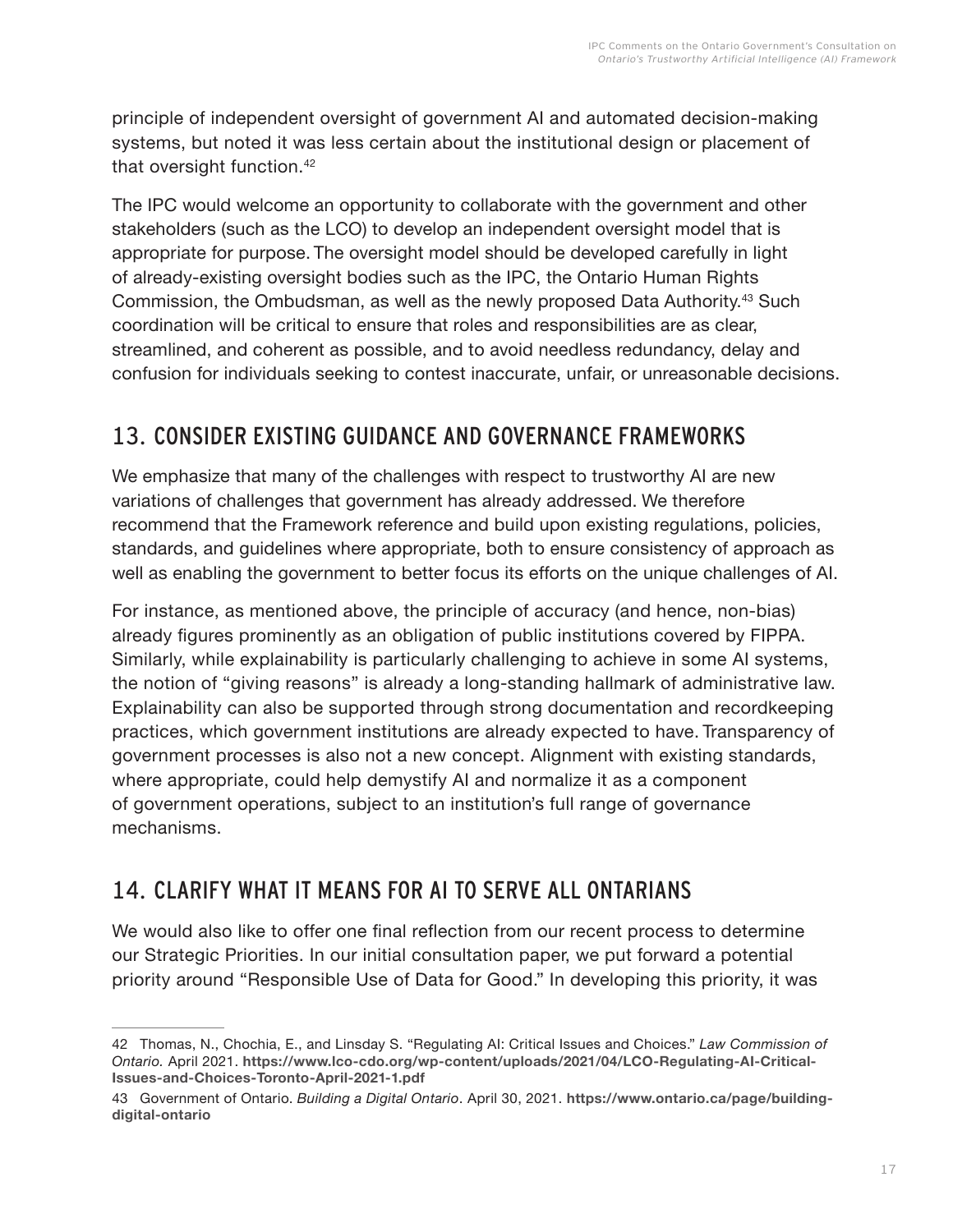principle of independent oversight of government AI and automated decision-making systems, but noted it was less certain about the institutional design or placement of that oversight function.[42]

The IPC would welcome an opportunity to collaborate with the government and other stakeholders (such as the LCO) to develop an independent oversight model that is appropriate for purpose. The oversight model should be developed carefully in light of already-existing oversight bodies such as the IPC, the Ontario Human Rights Commission, the Ombudsman, as well as the newly proposed Data Authority.[43] Such coordination will be critical to ensure that roles and responsibilities are as clear, streamlined, and coherent as possible, and to avoid needless redundancy, delay and confusion for individuals seeking to contest inaccurate, unfair, or unreasonable decisions.

## 13. CONSIDER EXISTING GUIDANCE AND GOVERNANCE FRAMEWORKS

We emphasize that many of the challenges with respect to trustworthy AI are new variations of challenges that government has already addressed. We therefore recommend that the Framework reference and build upon existing regulations, policies, standards, and guidelines where appropriate, both to ensure consistency of approach as well as enabling the government to better focus its efforts on the unique challenges of AI.

For instance, as mentioned above, the principle of accuracy (and hence, non-bias) already figures prominently as an obligation of public institutions covered by FIPPA. Similarly, while explainability is particularly challenging to achieve in some AI systems, the notion of "giving reasons" is already a long-standing hallmark of administrative law. Explainability can also be supported through strong documentation and recordkeeping practices, which government institutions are already expected to have. Transparency of government processes is also not a new concept. Alignment with existing standards, where appropriate, could help demystify AI and normalize it as a component of government operations, subject to an institution's full range of governance mechanisms.

## 14. CLARIFY WHAT IT MEANS FOR AI TO SERVE ALL ONTARIANS

We would also like to offer one final reflection from our recent process to determine our Strategic Priorities. In our initial consultation paper, we put forward a potential priority around "Responsible Use of Data for Good." In developing this priority, it was

---

42 Thomas, N., Chochia, E., and Linsday S. "Regulating AI: Critical Issues and Choices." *Law Commission of Ontario.* April 2021. **https://www.lco-cdo.org/wp-content/uploads/2021/04/LCO-Regulating-AI-Critical-Issues-and-Choices-Toronto-April-2021-1.pdf**

43 Government of Ontario. *Building a Digital Ontario*. April 30, 2021. **https://www.ontario.ca/page/building-digital-ontario**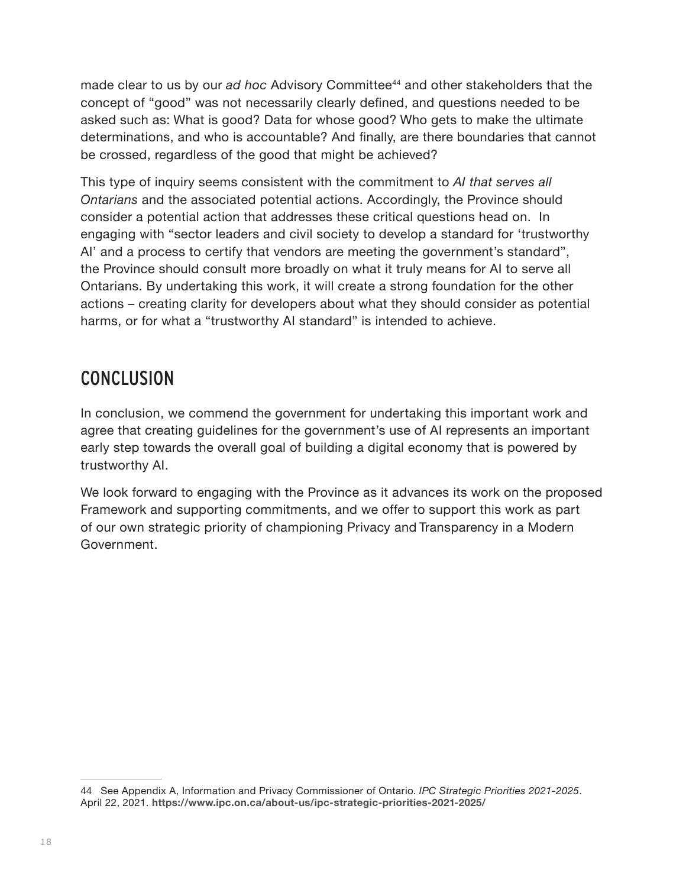made clear to us by our *ad hoc* Advisory Committee[44] and other stakeholders that the concept of "good" was not necessarily clearly defined, and questions needed to be asked such as: What is good? Data for whose good? Who gets to make the ultimate determinations, and who is accountable? And finally, are there boundaries that cannot be crossed, regardless of the good that might be achieved?

This type of inquiry seems consistent with the commitment to *AI that serves all Ontarians* and the associated potential actions. Accordingly, the Province should consider a potential action that addresses these critical questions head on. In engaging with "sector leaders and civil society to develop a standard for 'trustworthy AI' and a process to certify that vendors are meeting the government's standard", the Province should consult more broadly on what it truly means for AI to serve all Ontarians. By undertaking this work, it will create a strong foundation for the other actions – creating clarity for developers about what they should consider as potential harms, or for what a "trustworthy AI standard" is intended to achieve.

## CONCLUSION

In conclusion, we commend the government for undertaking this important work and agree that creating guidelines for the government's use of AI represents an important early step towards the overall goal of building a digital economy that is powered by trustworthy AI.

We look forward to engaging with the Province as it advances its work on the proposed Framework and supporting commitments, and we offer to support this work as part of our own strategic priority of championing Privacy and Transparency in a Modern Government.

---

44 See Appendix A, Information and Privacy Commissioner of Ontario. *IPC Strategic Priorities 2021-2025*. April 22, 2021. **https://www.ipc.on.ca/about-us/ipc-strategic-priorities-2021-2025/**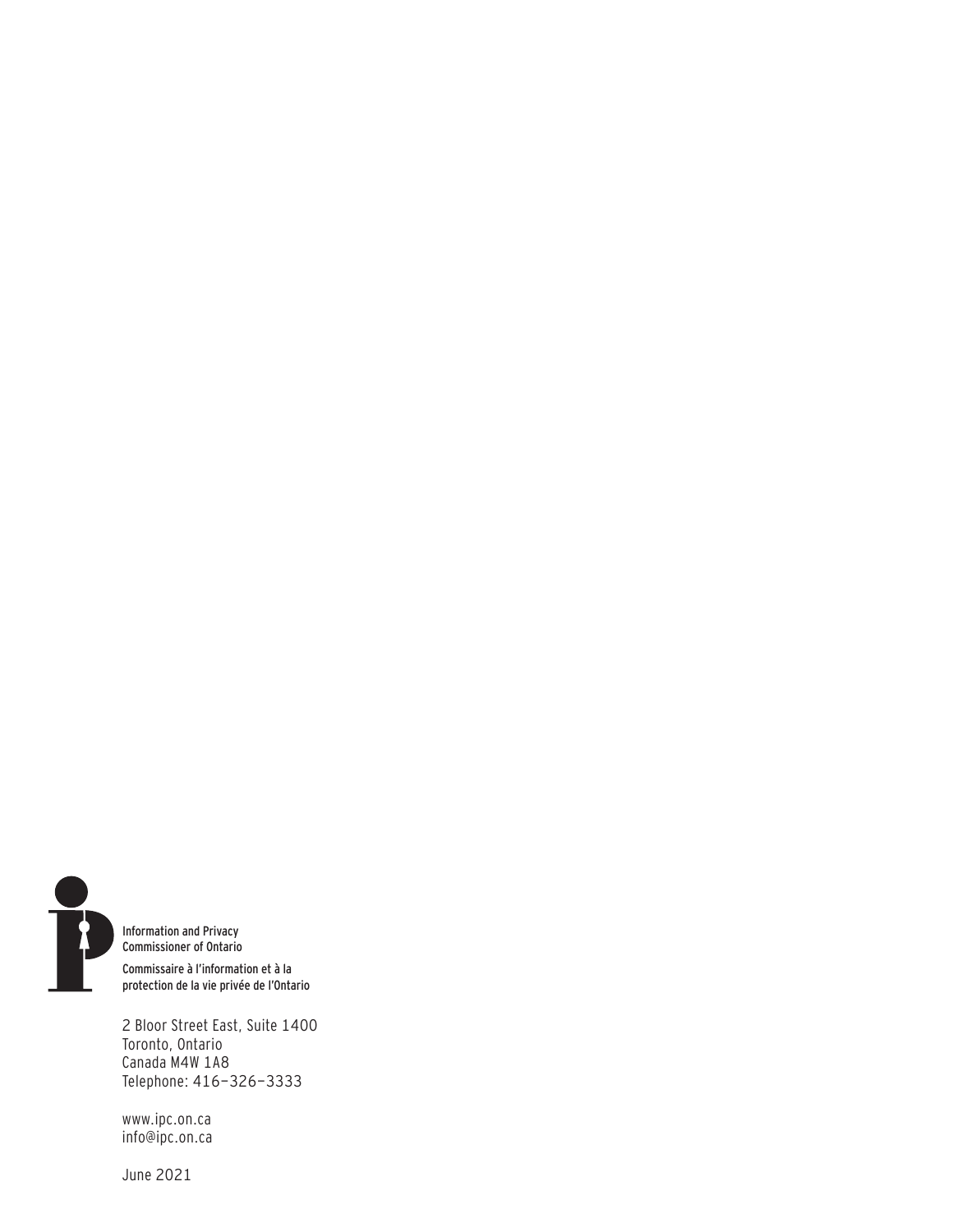Information and Privacy
Commissioner of Ontario

Commissaire à l'information et à la
protection de la vie privée de l'Ontario

2 Bloor Street East, Suite 1400
Toronto, Ontario
Canada M4W 1A8
Telephone: 416-326-3333

www.ipc.on.ca
info@ipc.on.ca

June 2021